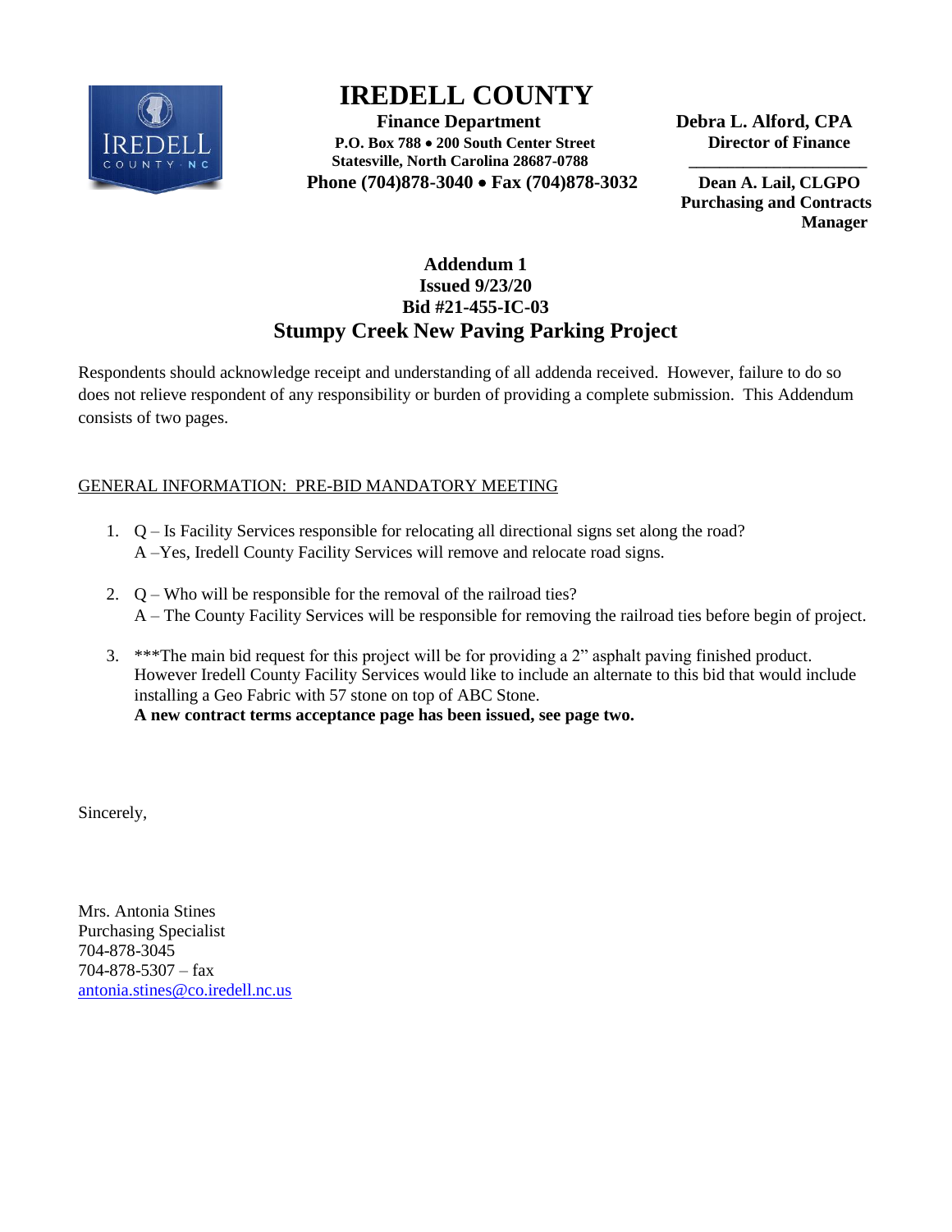# IREDELL COUNTY

**Finance Department**
**P.O. Box 788 • 200 South Center Street**
**Statesville, North Carolina 28687-0788**
**Phone (704)878-3040 • Fax (704)878-3032**

**Debra L. Alford, CPA**
**Director of Finance**

**Dean A. Lail, CLGPO**
**Purchasing and Contracts Manager**

## Addendum 1
**Issued 9/23/20**
**Bid #21-455-IC-03**

## Stumpy Creek New Paving Parking Project

Respondents should acknowledge receipt and understanding of all addenda received. However, failure to do so does not relieve respondent of any responsibility or burden of providing a complete submission. This Addendum consists of two pages.

<u>GENERAL INFORMATION: PRE-BID MANDATORY MEETING</u>

1. Q – Is Facility Services responsible for relocating all directional signs set along the road?
   A –Yes, Iredell County Facility Services will remove and relocate road signs.

2. Q – Who will be responsible for the removal of the railroad ties?
   A – The County Facility Services will be responsible for removing the railroad ties before begin of project.

3. ***The main bid request for this project will be for providing a 2" asphalt paving finished product. However Iredell County Facility Services would like to include an alternate to this bid that would include installing a Geo Fabric with 57 stone on top of ABC Stone.
   **A new contract terms acceptance page has been issued, see page two.**

Sincerely,

Mrs. Antonia Stines
Purchasing Specialist
704-878-3045
704-878-5307 – fax
antonia.stines@co.iredell.nc.us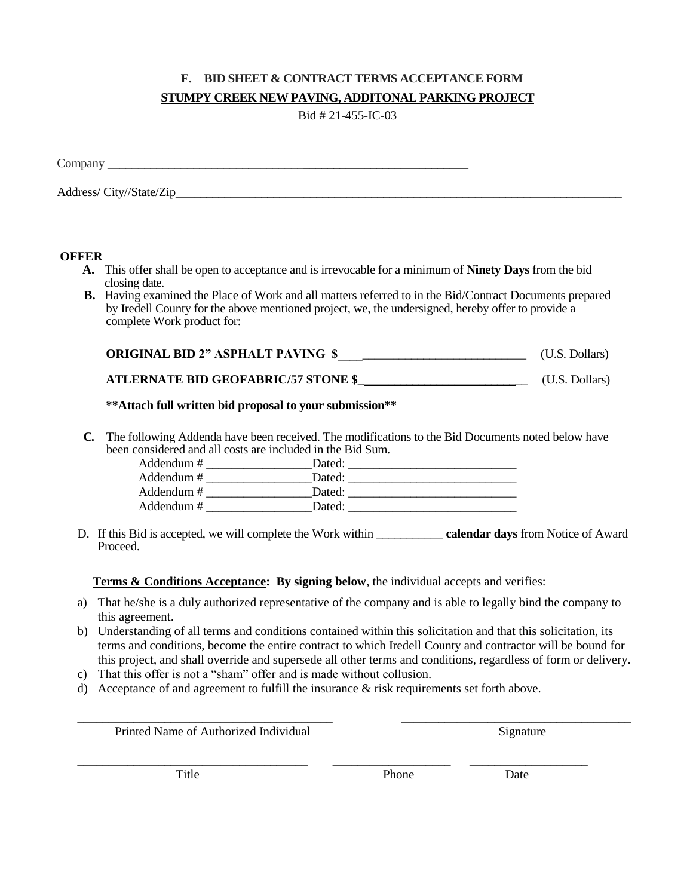## F. BID SHEET & CONTRACT TERMS ACCEPTANCE FORM

## STUMPY CREEK NEW PAVING, ADDITONAL PARKING PROJECT

Bid # 21-455-IC-03

Company ____________________________________________________________

Address/ City//State/Zip__________________________________________________________________________

**OFFER**

**A.** This offer shall be open to acceptance and is irrevocable for a minimum of **Ninety Days** from the bid closing date.

**B.** Having examined the Place of Work and all matters referred to in the Bid/Contract Documents prepared by Iredell County for the above mentioned project, we, the undersigned, hereby offer to provide a complete Work product for:

**ORIGINAL BID 2" ASPHALT PAVING $**____________________________ (U.S. Dollars)

**ATLERNATE BID GEOFABRIC/57 STONE $**__________________________ (U.S. Dollars)

**\*\*Attach full written bid proposal to your submission\*\***

**C.** The following Addenda have been received. The modifications to the Bid Documents noted below have been considered and all costs are included in the Bid Sum.

Addendum # _________________Dated: ___________________________

Addendum # _________________Dated: ___________________________

Addendum # _________________Dated: ___________________________

Addendum # _________________Dated: ___________________________

D. If this Bid is accepted, we will complete the Work within ___________ **calendar days** from Notice of Award Proceed.

**Terms & Conditions Acceptance: By signing below**, the individual accepts and verifies:

a) That he/she is a duly authorized representative of the company and is able to legally bind the company to this agreement.

b) Understanding of all terms and conditions contained within this solicitation and that this solicitation, its terms and conditions, become the entire contract to which Iredell County and contractor will be bound for this project, and shall override and supersede all other terms and conditions, regardless of form or delivery.

c) That this offer is not a "sham" offer and is made without collusion.

d) Acceptance of and agreement to fulfill the insurance & risk requirements set forth above.

_________________________________________ _____________________________________

Printed Name of Authorized Individual Signature

______________________________________ ___________________ ___________________

Title Phone Date